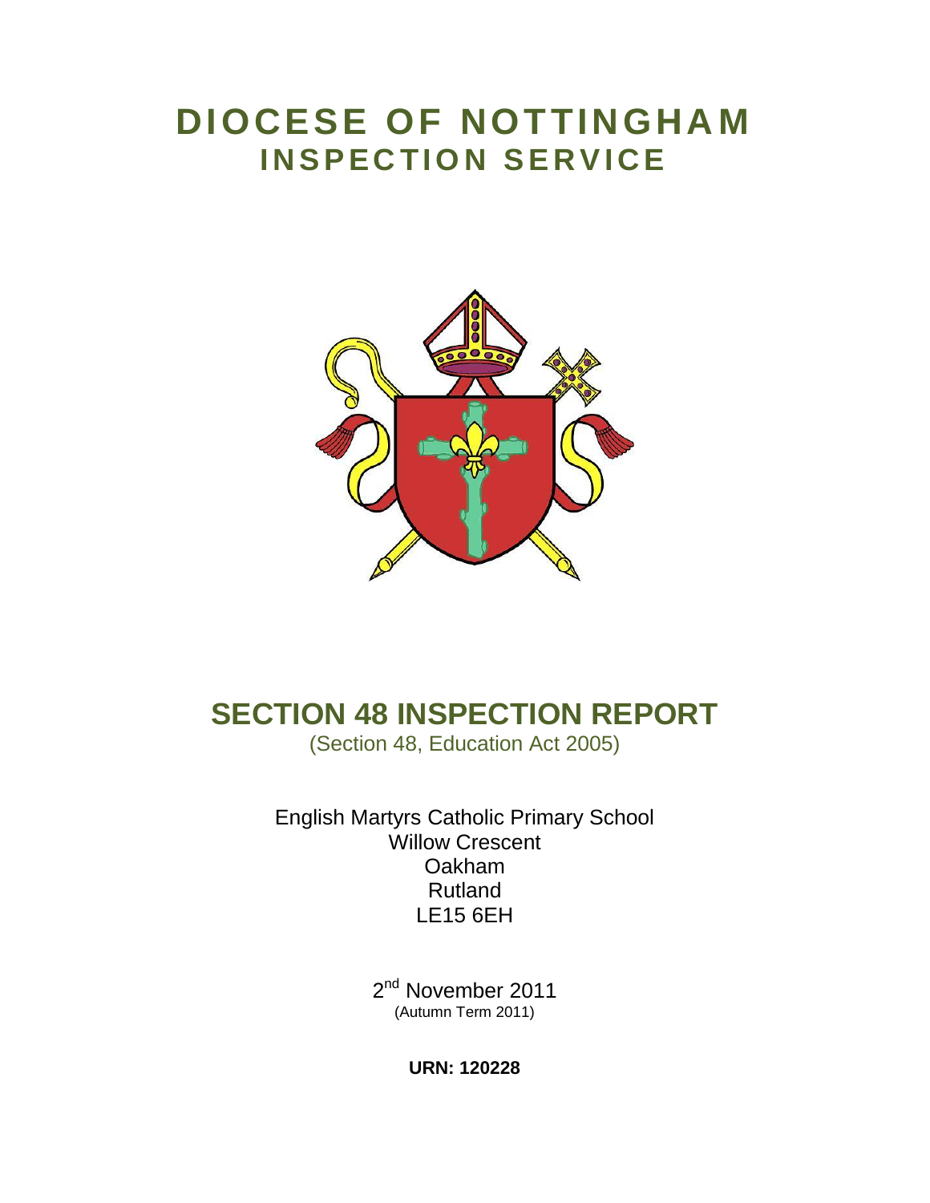# DIOCESE OF NOTTINGHAM
## INSPECTION SERVICE

# SECTION 48 INSPECTION REPORT

(Section 48, Education Act 2005)

English Martyrs Catholic Primary School
Willow Crescent
Oakham
Rutland
LE15 6EH

2nd November 2011
(Autumn Term 2011)

**URN: 120228**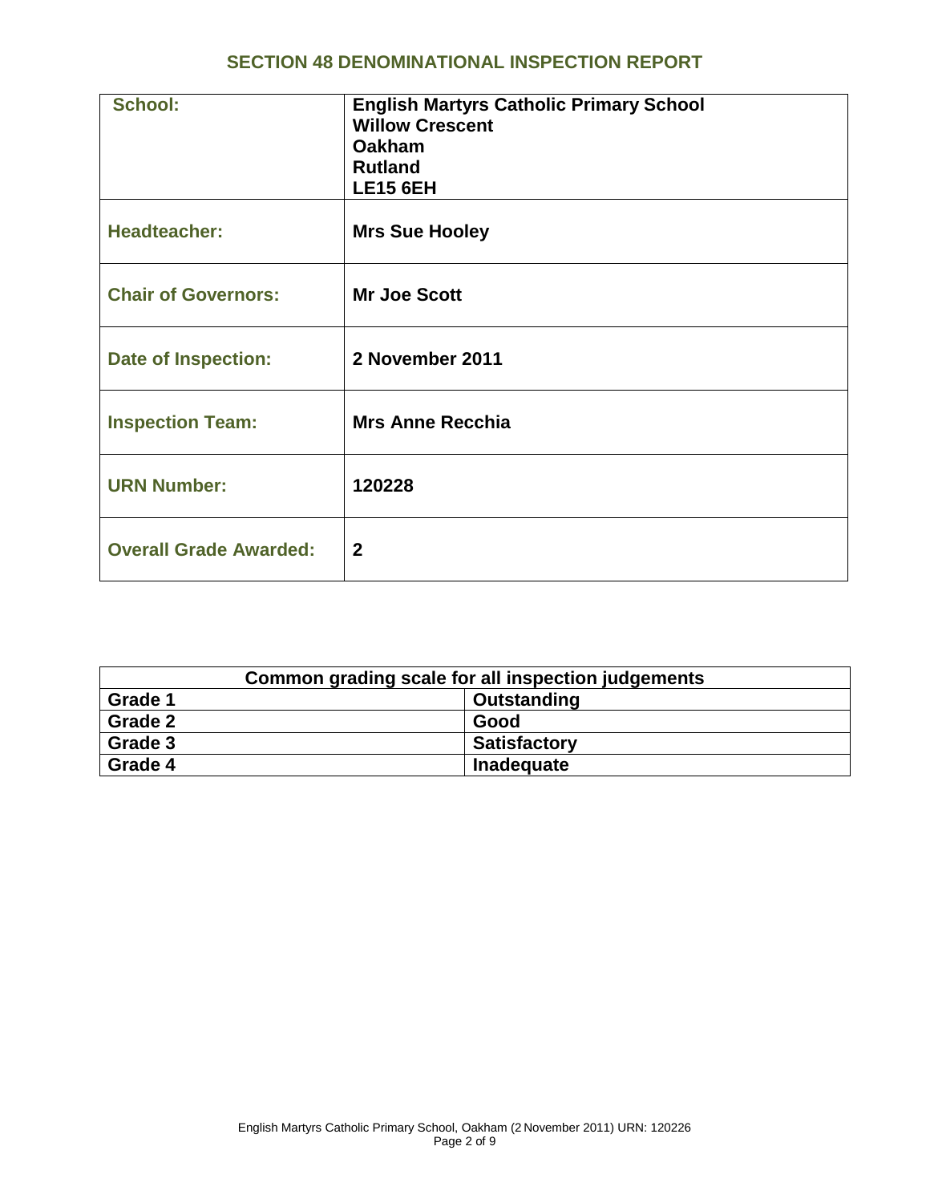## SECTION 48 DENOMINATIONAL INSPECTION REPORT

| | |
|---|---|
| **School:** | **English Martyrs Catholic Primary School**<br>**Willow Crescent**<br>**Oakham**<br>**Rutland**<br>**LE15 6EH** |
| **Headteacher:** | **Mrs Sue Hooley** |
| **Chair of Governors:** | **Mr Joe Scott** |
| **Date of Inspection:** | **2 November 2011** |
| **Inspection Team:** | **Mrs Anne Recchia** |
| **URN Number:** | **120228** |
| **Overall Grade Awarded:** | **2** |

| **Common grading scale for all inspection judgements** | |
|---|---|
| **Grade 1** | **Outstanding** |
| **Grade 2** | **Good** |
| **Grade 3** | **Satisfactory** |
| **Grade 4** | **Inadequate** |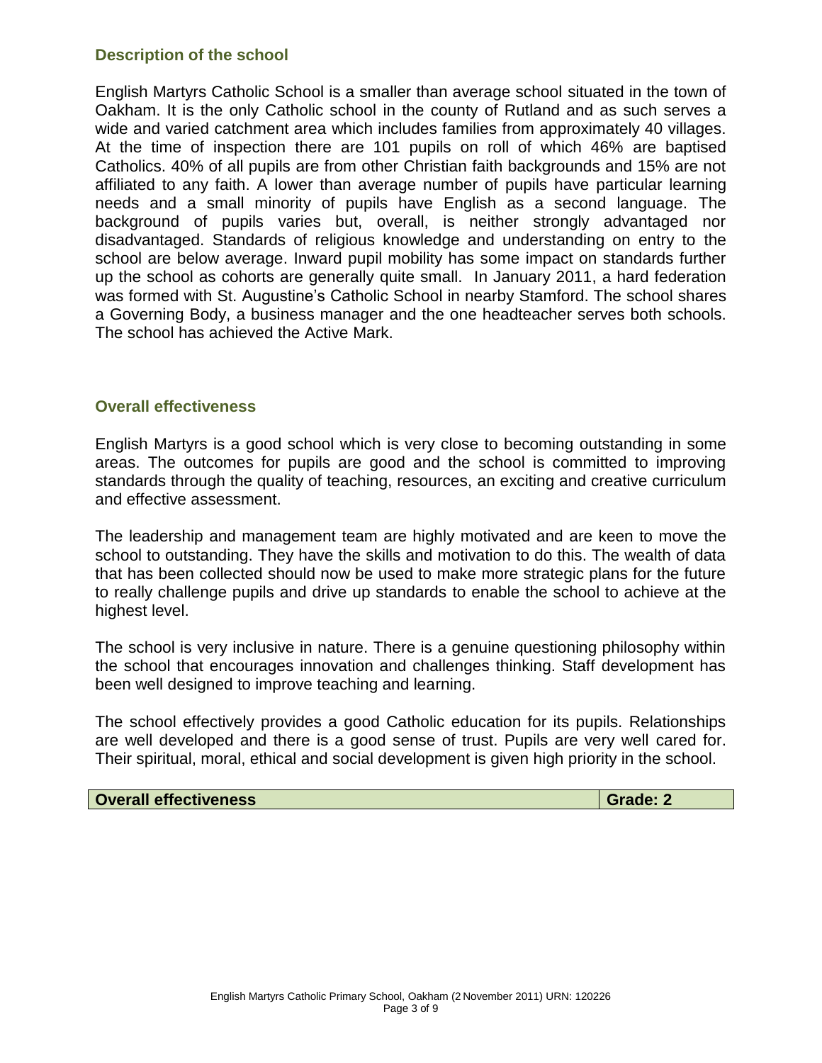## Description of the school

English Martyrs Catholic School is a smaller than average school situated in the town of Oakham. It is the only Catholic school in the county of Rutland and as such serves a wide and varied catchment area which includes families from approximately 40 villages. At the time of inspection there are 101 pupils on roll of which 46% are baptised Catholics. 40% of all pupils are from other Christian faith backgrounds and 15% are not affiliated to any faith. A lower than average number of pupils have particular learning needs and a small minority of pupils have English as a second language. The background of pupils varies but, overall, is neither strongly advantaged nor disadvantaged. Standards of religious knowledge and understanding on entry to the school are below average. Inward pupil mobility has some impact on standards further up the school as cohorts are generally quite small. In January 2011, a hard federation was formed with St. Augustine's Catholic School in nearby Stamford. The school shares a Governing Body, a business manager and the one headteacher serves both schools. The school has achieved the Active Mark.

## Overall effectiveness

English Martyrs is a good school which is very close to becoming outstanding in some areas. The outcomes for pupils are good and the school is committed to improving standards through the quality of teaching, resources, an exciting and creative curriculum and effective assessment.

The leadership and management team are highly motivated and are keen to move the school to outstanding. They have the skills and motivation to do this. The wealth of data that has been collected should now be used to make more strategic plans for the future to really challenge pupils and drive up standards to enable the school to achieve at the highest level.

The school is very inclusive in nature. There is a genuine questioning philosophy within the school that encourages innovation and challenges thinking. Staff development has been well designed to improve teaching and learning.

The school effectively provides a good Catholic education for its pupils. Relationships are well developed and there is a good sense of trust. Pupils are very well cared for. Their spiritual, moral, ethical and social development is given high priority in the school.

| **Overall effectiveness** | **Grade: 2** |
| --- | --- |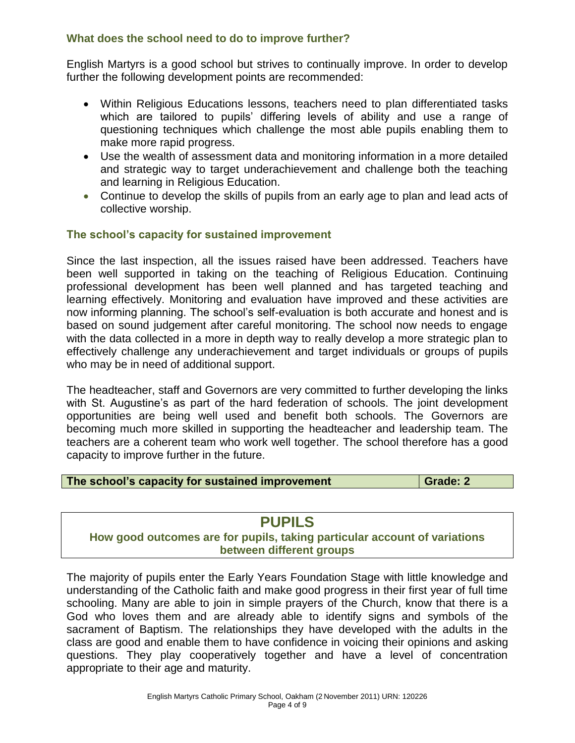### What does the school need to do to improve further?

English Martyrs is a good school but strives to continually improve. In order to develop further the following development points are recommended:

- Within Religious Educations lessons, teachers need to plan differentiated tasks which are tailored to pupils' differing levels of ability and use a range of questioning techniques which challenge the most able pupils enabling them to make more rapid progress.
- Use the wealth of assessment data and monitoring information in a more detailed and strategic way to target underachievement and challenge both the teaching and learning in Religious Education.
- Continue to develop the skills of pupils from an early age to plan and lead acts of collective worship.

### The school's capacity for sustained improvement

Since the last inspection, all the issues raised have been addressed. Teachers have been well supported in taking on the teaching of Religious Education. Continuing professional development has been well planned and has targeted teaching and learning effectively. Monitoring and evaluation have improved and these activities are now informing planning. The school's self-evaluation is both accurate and honest and is based on sound judgement after careful monitoring. The school now needs to engage with the data collected in a more in depth way to really develop a more strategic plan to effectively challenge any underachievement and target individuals or groups of pupils who may be in need of additional support.

The headteacher, staff and Governors are very committed to further developing the links with St. Augustine's as part of the hard federation of schools. The joint development opportunities are being well used and benefit both schools. The Governors are becoming much more skilled in supporting the headteacher and leadership team. The teachers are a coherent team who work well together. The school therefore has a good capacity to improve further in the future.

| The school's capacity for sustained improvement | Grade: 2 |
|---|---|

## PUPILS

### How good outcomes are for pupils, taking particular account of variations between different groups

The majority of pupils enter the Early Years Foundation Stage with little knowledge and understanding of the Catholic faith and make good progress in their first year of full time schooling. Many are able to join in simple prayers of the Church, know that there is a God who loves them and are already able to identify signs and symbols of the sacrament of Baptism. The relationships they have developed with the adults in the class are good and enable them to have confidence in voicing their opinions and asking questions. They play cooperatively together and have a level of concentration appropriate to their age and maturity.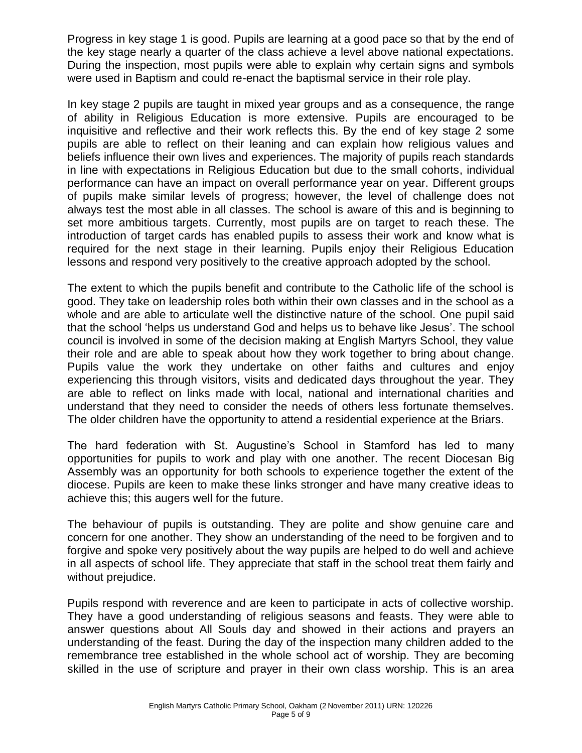Progress in key stage 1 is good. Pupils are learning at a good pace so that by the end of the key stage nearly a quarter of the class achieve a level above national expectations. During the inspection, most pupils were able to explain why certain signs and symbols were used in Baptism and could re-enact the baptismal service in their role play.

In key stage 2 pupils are taught in mixed year groups and as a consequence, the range of ability in Religious Education is more extensive. Pupils are encouraged to be inquisitive and reflective and their work reflects this. By the end of key stage 2 some pupils are able to reflect on their leaning and can explain how religious values and beliefs influence their own lives and experiences. The majority of pupils reach standards in line with expectations in Religious Education but due to the small cohorts, individual performance can have an impact on overall performance year on year. Different groups of pupils make similar levels of progress; however, the level of challenge does not always test the most able in all classes. The school is aware of this and is beginning to set more ambitious targets. Currently, most pupils are on target to reach these. The introduction of target cards has enabled pupils to assess their work and know what is required for the next stage in their learning. Pupils enjoy their Religious Education lessons and respond very positively to the creative approach adopted by the school.

The extent to which the pupils benefit and contribute to the Catholic life of the school is good. They take on leadership roles both within their own classes and in the school as a whole and are able to articulate well the distinctive nature of the school. One pupil said that the school 'helps us understand God and helps us to behave like Jesus'. The school council is involved in some of the decision making at English Martyrs School, they value their role and are able to speak about how they work together to bring about change. Pupils value the work they undertake on other faiths and cultures and enjoy experiencing this through visitors, visits and dedicated days throughout the year. They are able to reflect on links made with local, national and international charities and understand that they need to consider the needs of others less fortunate themselves. The older children have the opportunity to attend a residential experience at the Briars.

The hard federation with St. Augustine's School in Stamford has led to many opportunities for pupils to work and play with one another. The recent Diocesan Big Assembly was an opportunity for both schools to experience together the extent of the diocese. Pupils are keen to make these links stronger and have many creative ideas to achieve this; this augers well for the future.

The behaviour of pupils is outstanding. They are polite and show genuine care and concern for one another. They show an understanding of the need to be forgiven and to forgive and spoke very positively about the way pupils are helped to do well and achieve in all aspects of school life. They appreciate that staff in the school treat them fairly and without prejudice.

Pupils respond with reverence and are keen to participate in acts of collective worship. They have a good understanding of religious seasons and feasts. They were able to answer questions about All Souls day and showed in their actions and prayers an understanding of the feast. During the day of the inspection many children added to the remembrance tree established in the whole school act of worship. They are becoming skilled in the use of scripture and prayer in their own class worship. This is an area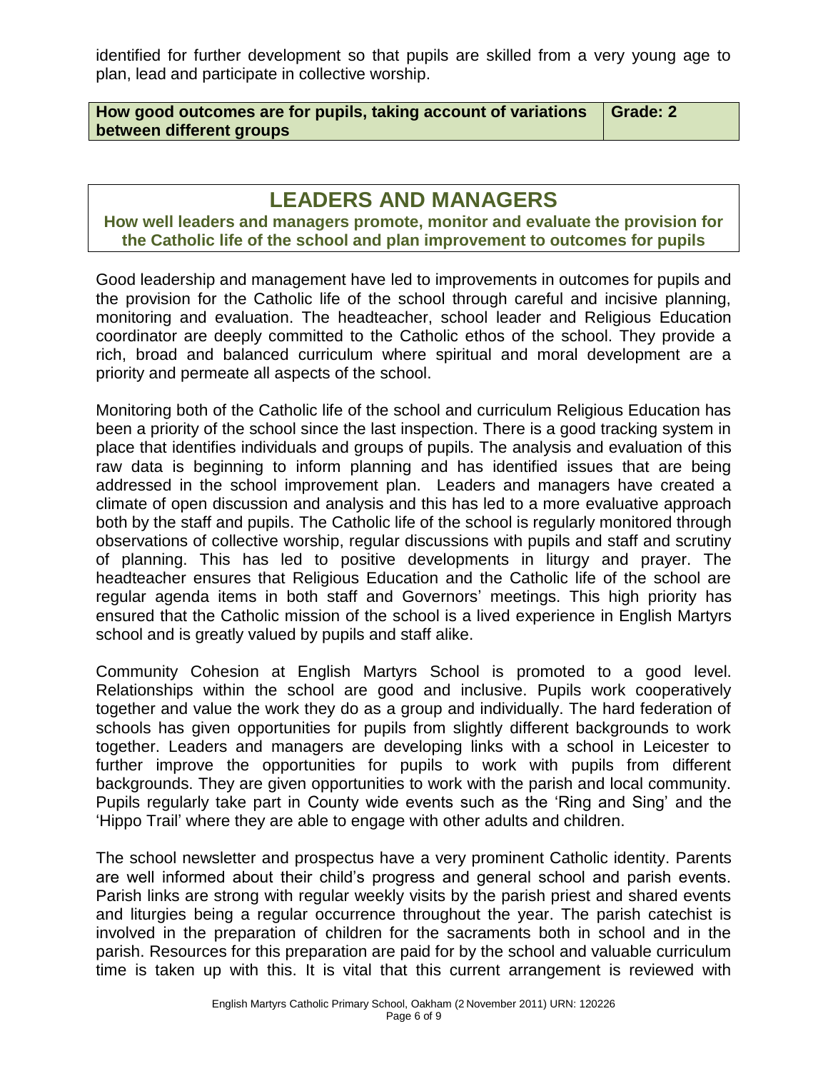identified for further development so that pupils are skilled from a very young age to plan, lead and participate in collective worship.

| **How good outcomes are for pupils, taking account of variations between different groups** | **Grade: 2** |
| --- | --- |

## LEADERS AND MANAGERS

**How well leaders and managers promote, monitor and evaluate the provision for the Catholic life of the school and plan improvement to outcomes for pupils**

Good leadership and management have led to improvements in outcomes for pupils and the provision for the Catholic life of the school through careful and incisive planning, monitoring and evaluation. The headteacher, school leader and Religious Education coordinator are deeply committed to the Catholic ethos of the school. They provide a rich, broad and balanced curriculum where spiritual and moral development are a priority and permeate all aspects of the school.

Monitoring both of the Catholic life of the school and curriculum Religious Education has been a priority of the school since the last inspection. There is a good tracking system in place that identifies individuals and groups of pupils. The analysis and evaluation of this raw data is beginning to inform planning and has identified issues that are being addressed in the school improvement plan. Leaders and managers have created a climate of open discussion and analysis and this has led to a more evaluative approach both by the staff and pupils. The Catholic life of the school is regularly monitored through observations of collective worship, regular discussions with pupils and staff and scrutiny of planning. This has led to positive developments in liturgy and prayer. The headteacher ensures that Religious Education and the Catholic life of the school are regular agenda items in both staff and Governors' meetings. This high priority has ensured that the Catholic mission of the school is a lived experience in English Martyrs school and is greatly valued by pupils and staff alike.

Community Cohesion at English Martyrs School is promoted to a good level. Relationships within the school are good and inclusive. Pupils work cooperatively together and value the work they do as a group and individually. The hard federation of schools has given opportunities for pupils from slightly different backgrounds to work together. Leaders and managers are developing links with a school in Leicester to further improve the opportunities for pupils to work with pupils from different backgrounds. They are given opportunities to work with the parish and local community. Pupils regularly take part in County wide events such as the 'Ring and Sing' and the 'Hippo Trail' where they are able to engage with other adults and children.

The school newsletter and prospectus have a very prominent Catholic identity. Parents are well informed about their child's progress and general school and parish events. Parish links are strong with regular weekly visits by the parish priest and shared events and liturgies being a regular occurrence throughout the year. The parish catechist is involved in the preparation of children for the sacraments both in school and in the parish. Resources for this preparation are paid for by the school and valuable curriculum time is taken up with this. It is vital that this current arrangement is reviewed with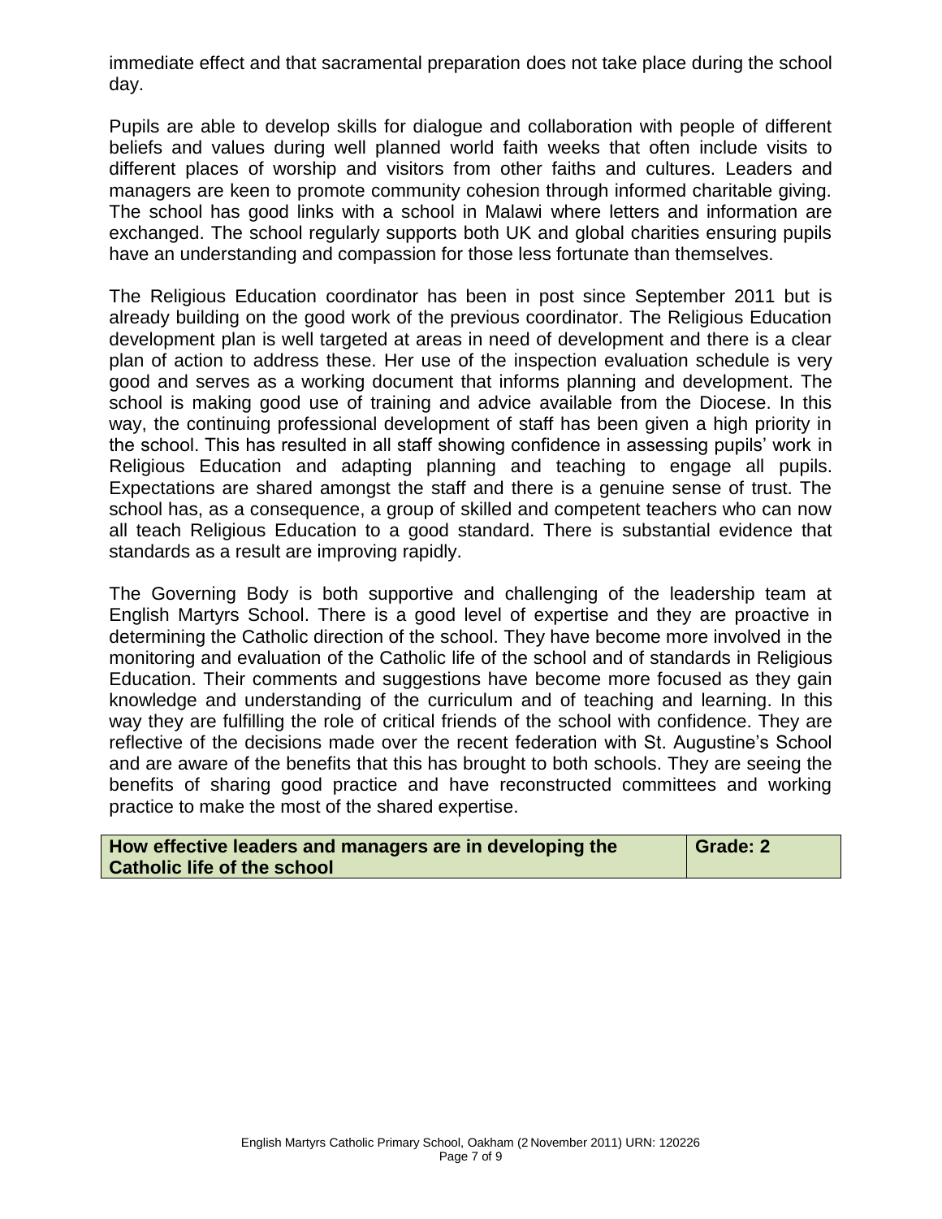immediate effect and that sacramental preparation does not take place during the school day.

Pupils are able to develop skills for dialogue and collaboration with people of different beliefs and values during well planned world faith weeks that often include visits to different places of worship and visitors from other faiths and cultures. Leaders and managers are keen to promote community cohesion through informed charitable giving. The school has good links with a school in Malawi where letters and information are exchanged. The school regularly supports both UK and global charities ensuring pupils have an understanding and compassion for those less fortunate than themselves.

The Religious Education coordinator has been in post since September 2011 but is already building on the good work of the previous coordinator. The Religious Education development plan is well targeted at areas in need of development and there is a clear plan of action to address these. Her use of the inspection evaluation schedule is very good and serves as a working document that informs planning and development. The school is making good use of training and advice available from the Diocese. In this way, the continuing professional development of staff has been given a high priority in the school. This has resulted in all staff showing confidence in assessing pupils' work in Religious Education and adapting planning and teaching to engage all pupils. Expectations are shared amongst the staff and there is a genuine sense of trust. The school has, as a consequence, a group of skilled and competent teachers who can now all teach Religious Education to a good standard. There is substantial evidence that standards as a result are improving rapidly.

The Governing Body is both supportive and challenging of the leadership team at English Martyrs School. There is a good level of expertise and they are proactive in determining the Catholic direction of the school. They have become more involved in the monitoring and evaluation of the Catholic life of the school and of standards in Religious Education. Their comments and suggestions have become more focused as they gain knowledge and understanding of the curriculum and of teaching and learning. In this way they are fulfilling the role of critical friends of the school with confidence. They are reflective of the decisions made over the recent federation with St. Augustine's School and are aware of the benefits that this has brought to both schools. They are seeing the benefits of sharing good practice and have reconstructed committees and working practice to make the most of the shared expertise.

| **How effective leaders and managers are in developing the Catholic life of the school** | **Grade: 2** |
|---|---|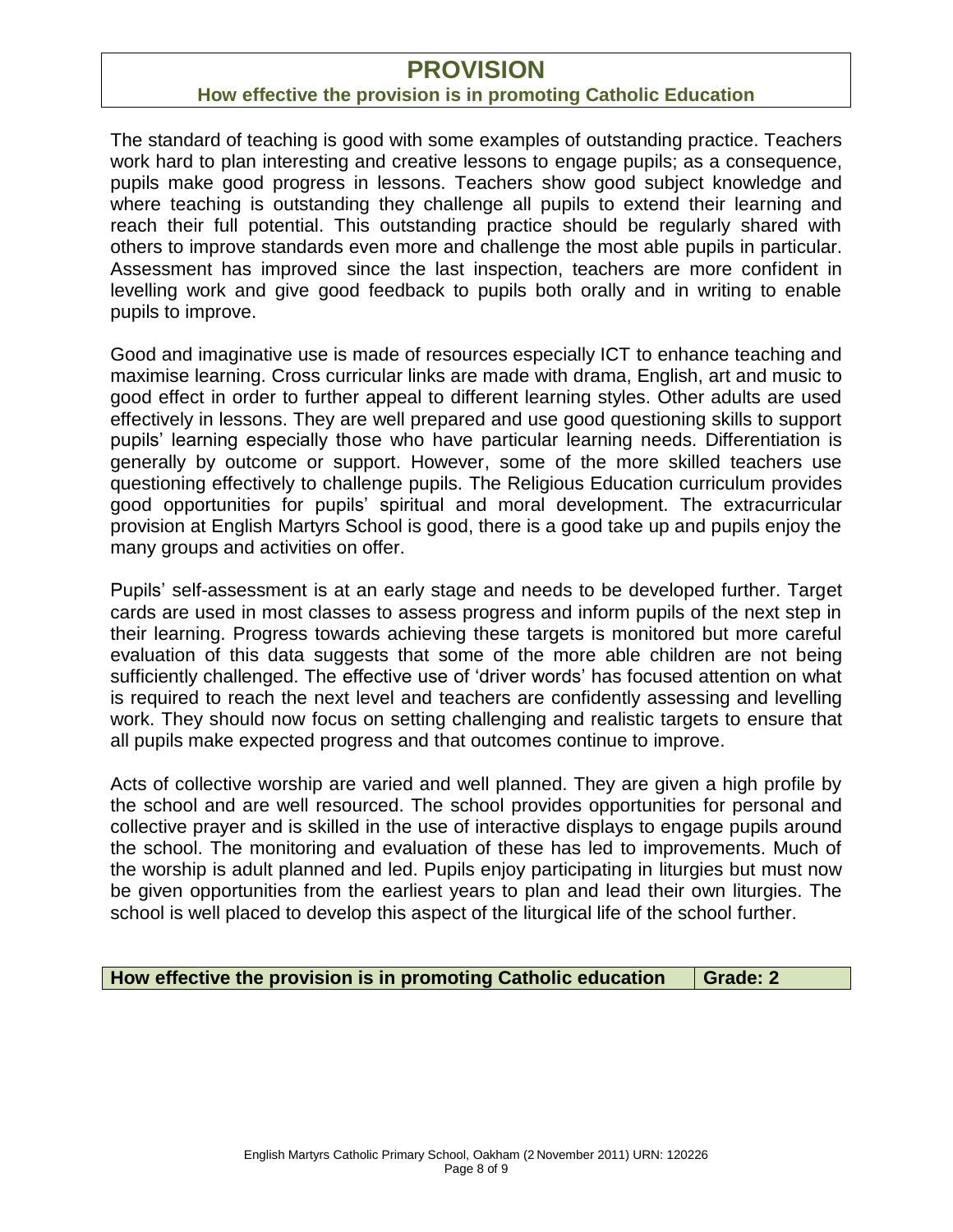# PROVISION

## How effective the provision is in promoting Catholic Education

The standard of teaching is good with some examples of outstanding practice. Teachers work hard to plan interesting and creative lessons to engage pupils; as a consequence, pupils make good progress in lessons. Teachers show good subject knowledge and where teaching is outstanding they challenge all pupils to extend their learning and reach their full potential. This outstanding practice should be regularly shared with others to improve standards even more and challenge the most able pupils in particular. Assessment has improved since the last inspection, teachers are more confident in levelling work and give good feedback to pupils both orally and in writing to enable pupils to improve.

Good and imaginative use is made of resources especially ICT to enhance teaching and maximise learning. Cross curricular links are made with drama, English, art and music to good effect in order to further appeal to different learning styles. Other adults are used effectively in lessons. They are well prepared and use good questioning skills to support pupils' learning especially those who have particular learning needs. Differentiation is generally by outcome or support. However, some of the more skilled teachers use questioning effectively to challenge pupils. The Religious Education curriculum provides good opportunities for pupils' spiritual and moral development. The extracurricular provision at English Martyrs School is good, there is a good take up and pupils enjoy the many groups and activities on offer.

Pupils' self-assessment is at an early stage and needs to be developed further. Target cards are used in most classes to assess progress and inform pupils of the next step in their learning. Progress towards achieving these targets is monitored but more careful evaluation of this data suggests that some of the more able children are not being sufficiently challenged. The effective use of 'driver words' has focused attention on what is required to reach the next level and teachers are confidently assessing and levelling work. They should now focus on setting challenging and realistic targets to ensure that all pupils make expected progress and that outcomes continue to improve.

Acts of collective worship are varied and well planned. They are given a high profile by the school and are well resourced. The school provides opportunities for personal and collective prayer and is skilled in the use of interactive displays to engage pupils around the school. The monitoring and evaluation of these has led to improvements. Much of the worship is adult planned and led. Pupils enjoy participating in liturgies but must now be given opportunities from the earliest years to plan and lead their own liturgies. The school is well placed to develop this aspect of the liturgical life of the school further.

| How effective the provision is in promoting Catholic education | Grade: 2 |
|---|---|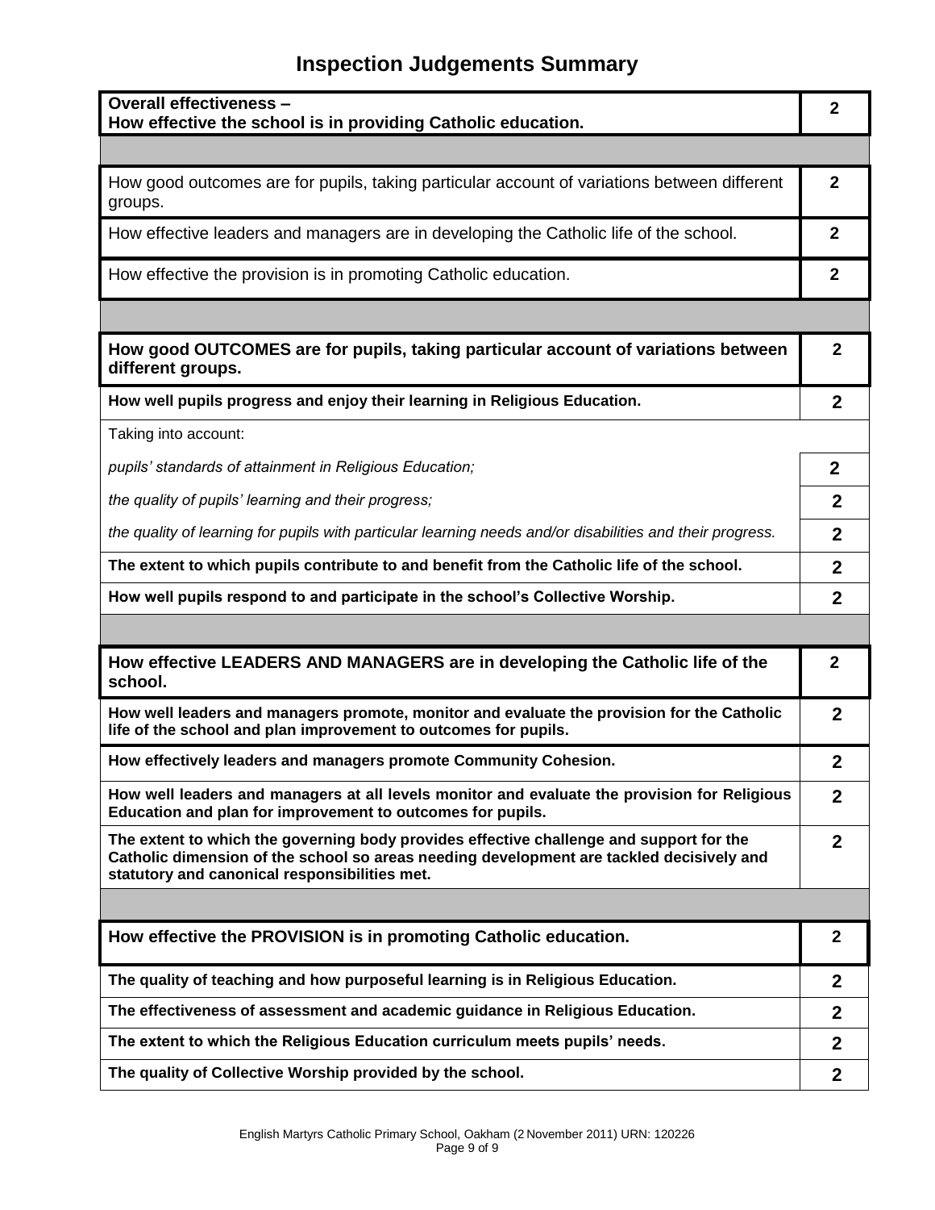# Inspection Judgements Summary

| | |
|---|---|
| **Overall effectiveness – How effective the school is in providing Catholic education.** | **2** |
| | |
| How good outcomes are for pupils, taking particular account of variations between different groups. | **2** |
| How effective leaders and managers are in developing the Catholic life of the school. | **2** |
| How effective the provision is in promoting Catholic education. | **2** |
| | |
| **How good OUTCOMES are for pupils, taking particular account of variations between different groups.** | **2** |
| **How well pupils progress and enjoy their learning in Religious Education.** | **2** |
| Taking into account: | |
| *pupils' standards of attainment in Religious Education;* | **2** |
| *the quality of pupils' learning and their progress;* | **2** |
| *the quality of learning for pupils with particular learning needs and/or disabilities and their progress.* | **2** |
| **The extent to which pupils contribute to and benefit from the Catholic life of the school.** | **2** |
| **How well pupils respond to and participate in the school's Collective Worship.** | **2** |
| | |
| **How effective LEADERS AND MANAGERS are in developing the Catholic life of the school.** | **2** |
| **How well leaders and managers promote, monitor and evaluate the provision for the Catholic life of the school and plan improvement to outcomes for pupils.** | **2** |
| **How effectively leaders and managers promote Community Cohesion.** | **2** |
| **How well leaders and managers at all levels monitor and evaluate the provision for Religious Education and plan for improvement to outcomes for pupils.** | **2** |
| **The extent to which the governing body provides effective challenge and support for the Catholic dimension of the school so areas needing development are tackled decisively and statutory and canonical responsibilities met.** | **2** |
| | |
| **How effective the PROVISION is in promoting Catholic education.** | **2** |
| **The quality of teaching and how purposeful learning is in Religious Education.** | **2** |
| **The effectiveness of assessment and academic guidance in Religious Education.** | **2** |
| **The extent to which the Religious Education curriculum meets pupils' needs.** | **2** |
| **The quality of Collective Worship provided by the school.** | **2** |